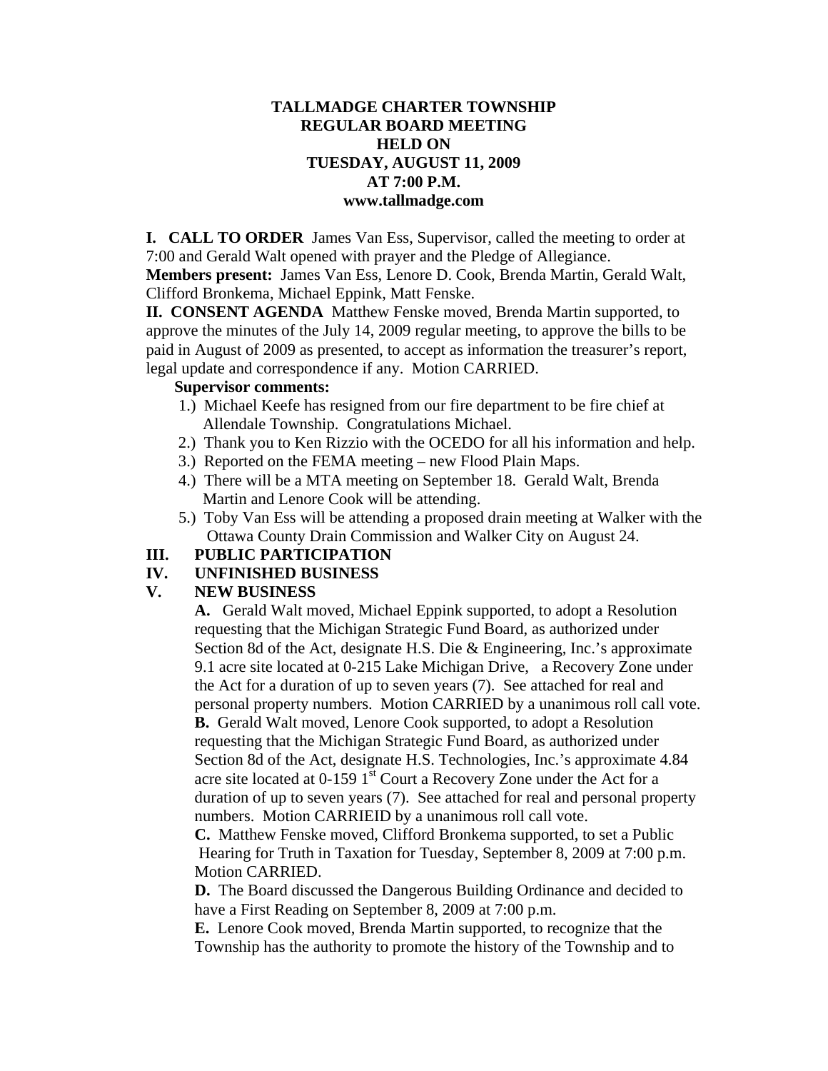# TALLMADGE CHARTER TOWNSHIP
## REGULAR BOARD MEETING
## HELD ON
## TUESDAY, AUGUST 11, 2009
## AT 7:00 P.M.
## www.tallmadge.com

**I. CALL TO ORDER** James Van Ess, Supervisor, called the meeting to order at 7:00 and Gerald Walt opened with prayer and the Pledge of Allegiance.

**Members present:** James Van Ess, Lenore D. Cook, Brenda Martin, Gerald Walt, Clifford Bronkema, Michael Eppink, Matt Fenske.

**II. CONSENT AGENDA** Matthew Fenske moved, Brenda Martin supported, to approve the minutes of the July 14, 2009 regular meeting, to approve the bills to be paid in August of 2009 as presented, to accept as information the treasurer's report, legal update and correspondence if any. Motion CARRIED.

**Supervisor comments:**

1.) Michael Keefe has resigned from our fire department to be fire chief at Allendale Township. Congratulations Michael.
2.) Thank you to Ken Rizzio with the OCEDO for all his information and help.
3.) Reported on the FEMA meeting – new Flood Plain Maps.
4.) There will be a MTA meeting on September 18. Gerald Walt, Brenda Martin and Lenore Cook will be attending.
5.) Toby Van Ess will be attending a proposed drain meeting at Walker with the Ottawa County Drain Commission and Walker City on August 24.

**III. PUBLIC PARTICIPATION**

**IV. UNFINISHED BUSINESS**

**V. NEW BUSINESS**

**A.** Gerald Walt moved, Michael Eppink supported, to adopt a Resolution requesting that the Michigan Strategic Fund Board, as authorized under Section 8d of the Act, designate H.S. Die & Engineering, Inc.'s approximate 9.1 acre site located at 0-215 Lake Michigan Drive, a Recovery Zone under the Act for a duration of up to seven years (7). See attached for real and personal property numbers. Motion CARRIED by a unanimous roll call vote.

**B.** Gerald Walt moved, Lenore Cook supported, to adopt a Resolution requesting that the Michigan Strategic Fund Board, as authorized under Section 8d of the Act, designate H.S. Technologies, Inc.'s approximate 4.84 acre site located at 0-159 1st Court a Recovery Zone under the Act for a duration of up to seven years (7). See attached for real and personal property numbers. Motion CARRIEID by a unanimous roll call vote.

**C.** Matthew Fenske moved, Clifford Bronkema supported, to set a Public Hearing for Truth in Taxation for Tuesday, September 8, 2009 at 7:00 p.m. Motion CARRIED.

**D.** The Board discussed the Dangerous Building Ordinance and decided to have a First Reading on September 8, 2009 at 7:00 p.m.

**E.** Lenore Cook moved, Brenda Martin supported, to recognize that the Township has the authority to promote the history of the Township and to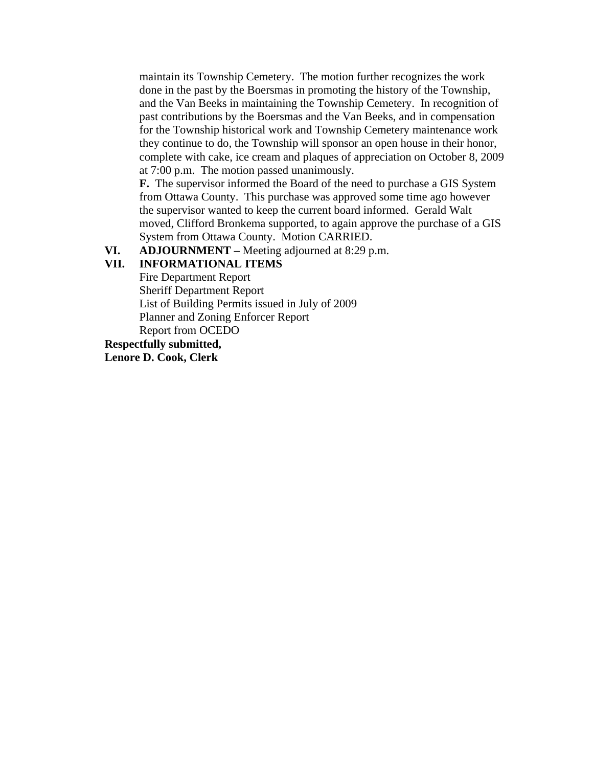maintain its Township Cemetery. The motion further recognizes the work done in the past by the Boersmas in promoting the history of the Township, and the Van Beeks in maintaining the Township Cemetery. In recognition of past contributions by the Boersmas and the Van Beeks, and in compensation for the Township historical work and Township Cemetery maintenance work they continue to do, the Township will sponsor an open house in their honor, complete with cake, ice cream and plaques of appreciation on October 8, 2009 at 7:00 p.m. The motion passed unanimously.

**F.** The supervisor informed the Board of the need to purchase a GIS System from Ottawa County. This purchase was approved some time ago however the supervisor wanted to keep the current board informed. Gerald Walt moved, Clifford Bronkema supported, to again approve the purchase of a GIS System from Ottawa County. Motion CARRIED.

**VI. ADJOURNMENT –** Meeting adjourned at 8:29 p.m.

**VII. INFORMATIONAL ITEMS**

Fire Department Report
Sheriff Department Report
List of Building Permits issued in July of 2009
Planner and Zoning Enforcer Report
Report from OCEDO

**Respectfully submitted,**
**Lenore D. Cook, Clerk**